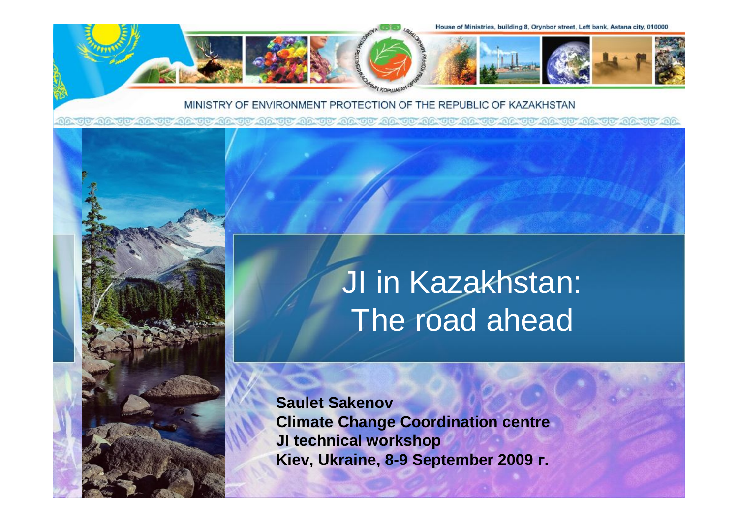House of Ministries, building 8, Orynbor street, Left bank, Astana city, 010000

MINISTRY OF ENVIRONMENT PROTECTION OF THE REPUBLIC OF KAZAKHSTAN

# JI in Kazakhstan: The road ahead

**Saulet Sakenov**
**Climate Change Coordination centre**
**JI technical workshop**
**Kiev, Ukraine, 8-9 September 2009 г.**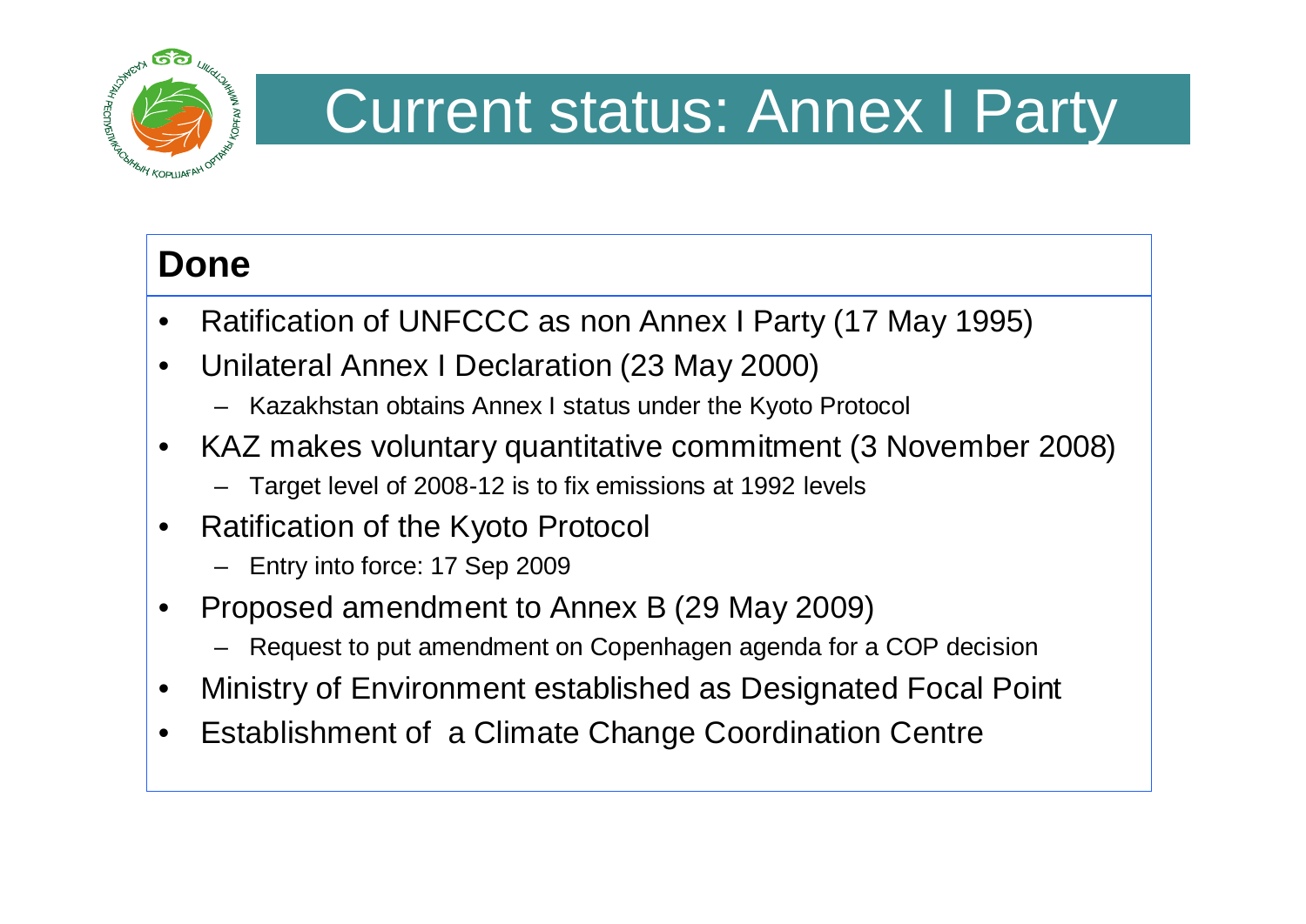# Current status: Annex I Party

## Done

- Ratification of UNFCCC as non Annex I Party (17 May 1995)
- Unilateral Annex I Declaration (23 May 2000)
  - Kazakhstan obtains Annex I status under the Kyoto Protocol
- KAZ makes voluntary quantitative commitment (3 November 2008)
  - Target level of 2008-12 is to fix emissions at 1992 levels
- Ratification of the Kyoto Protocol
  - Entry into force: 17 Sep 2009
- Proposed amendment to Annex B (29 May 2009)
  - Request to put amendment on Copenhagen agenda for a COP decision
- Ministry of Environment established as Designated Focal Point
- Establishment of a Climate Change Coordination Centre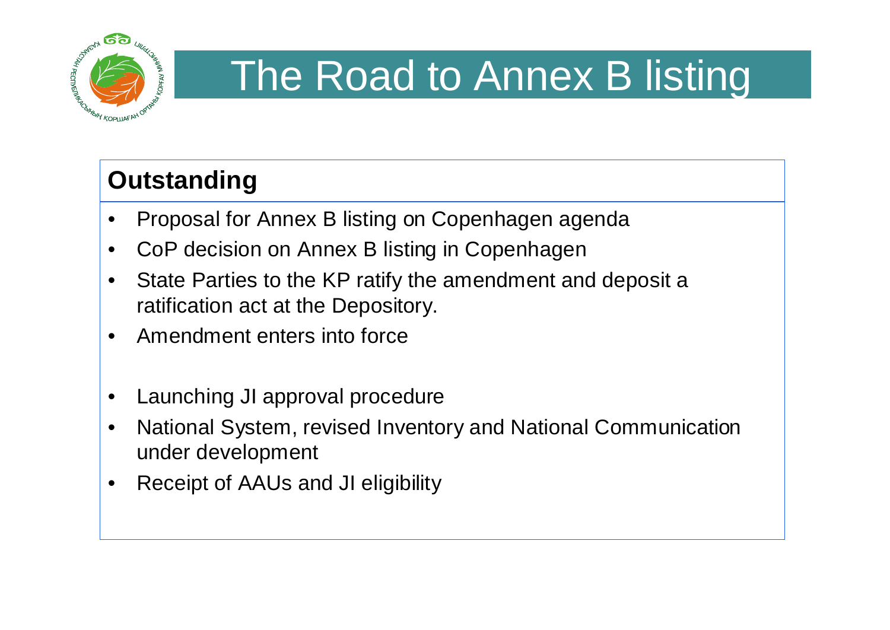# The Road to Annex B listing

## Outstanding

- Proposal for Annex B listing on Copenhagen agenda
- CoP decision on Annex B listing in Copenhagen
- State Parties to the KP ratify the amendment and deposit a ratification act at the Depository.
- Amendment enters into force

- Launching JI approval procedure
- National System, revised Inventory and National Communication under development
- Receipt of AAUs and JI eligibility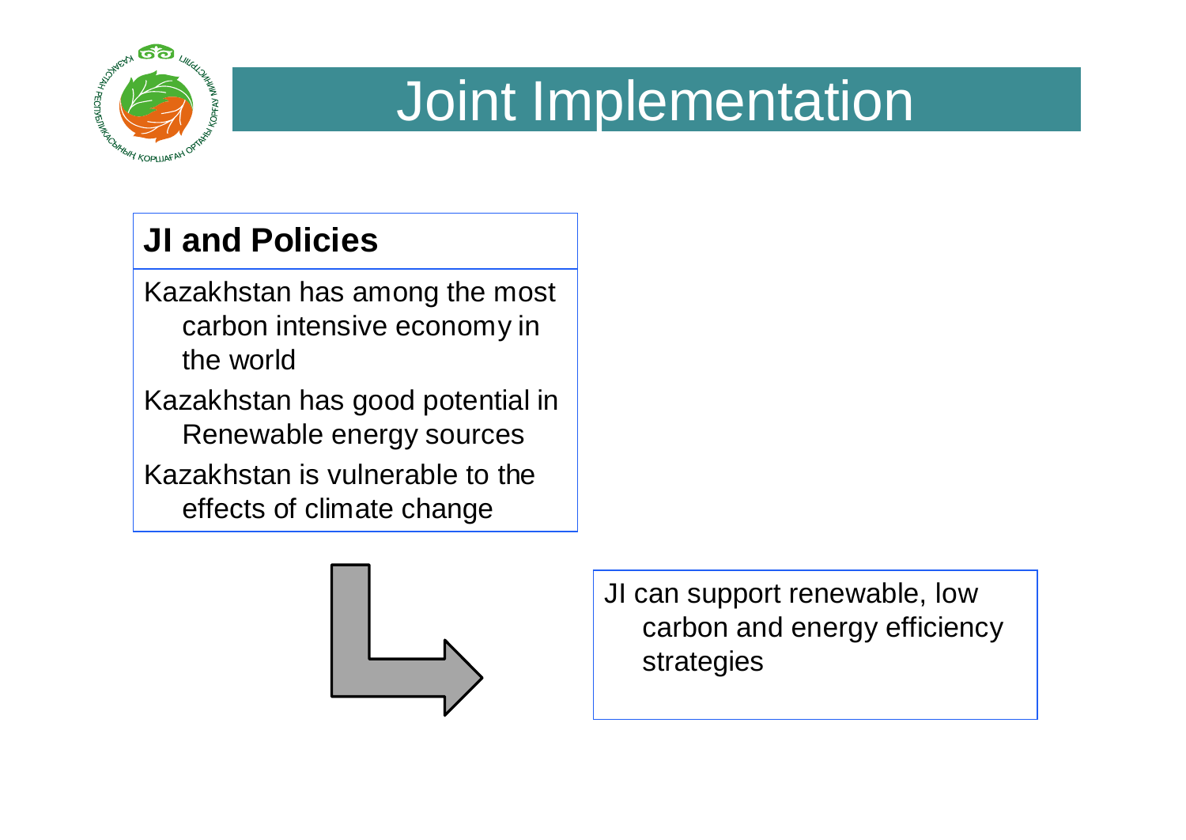# Joint Implementation

## JI and Policies

Kazakhstan has among the most carbon intensive economy in the world

Kazakhstan has good potential in Renewable energy sources

Kazakhstan is vulnerable to the effects of climate change

JI can support renewable, low carbon and energy efficiency strategies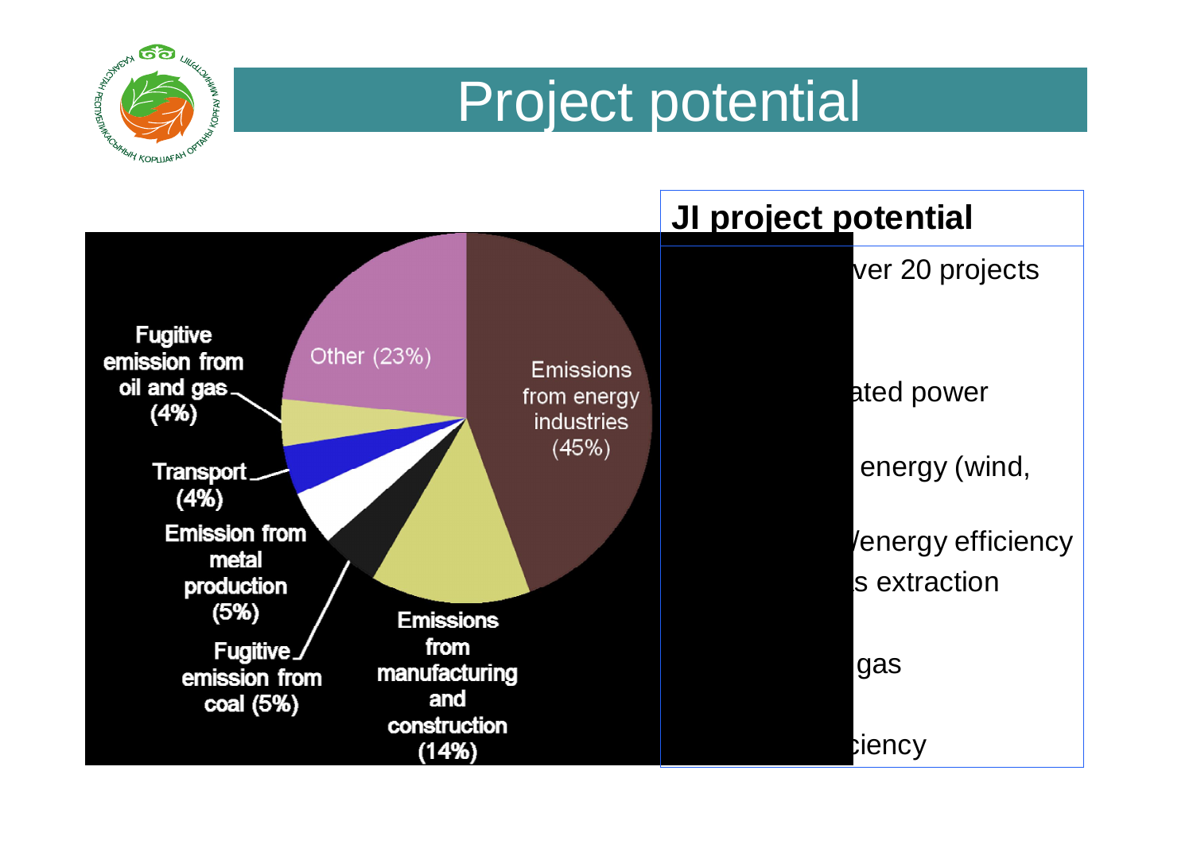# Project potential

Fugitive emission from oil and gas (4%)

Other (23%)

Emissions from energy industries (45%)

Transport (4%)

Emission from metal production (5%)

Fugitive emission from coal (5%)

Emissions from manufacturing and construction (14%)

**JI project potential**

ver 20 projects

ated power

energy (wind,

/energy efficiency

s extraction

gas

iency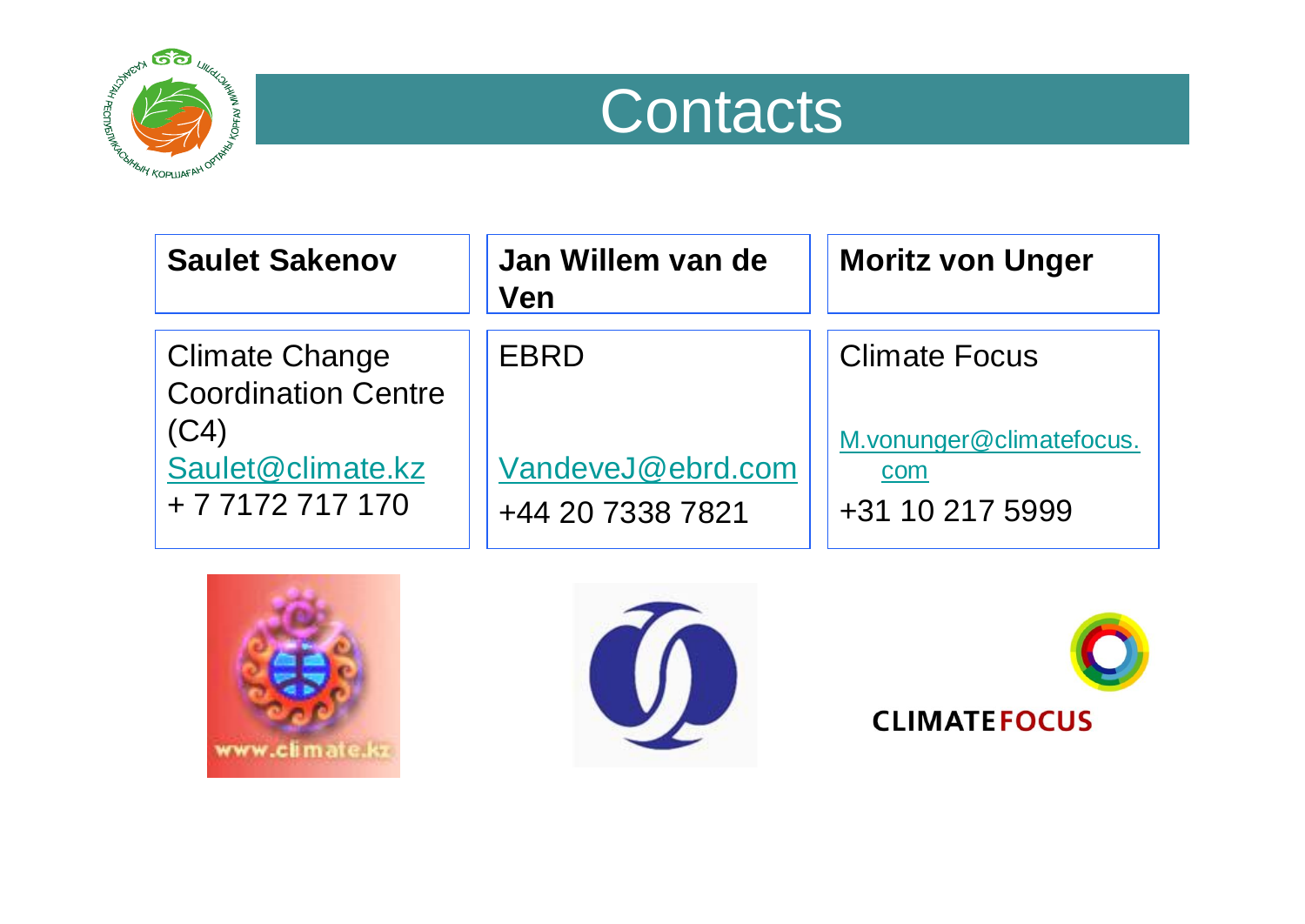# Contacts

| Saulet Sakenov | Jan Willem van de Ven | Moritz von Unger |
|---|---|---|
| Climate Change Coordination Centre (C4) | EBRD | Climate Focus |
| Saulet@climate.kz | VandeveJ@ebrd.com | M.vonunger@climatefocus.com |
| + 7 7172 717 170 | +44 20 7338 7821 | +31 10 217 5999 |

www.climate.kz

CLIMATEFOCUS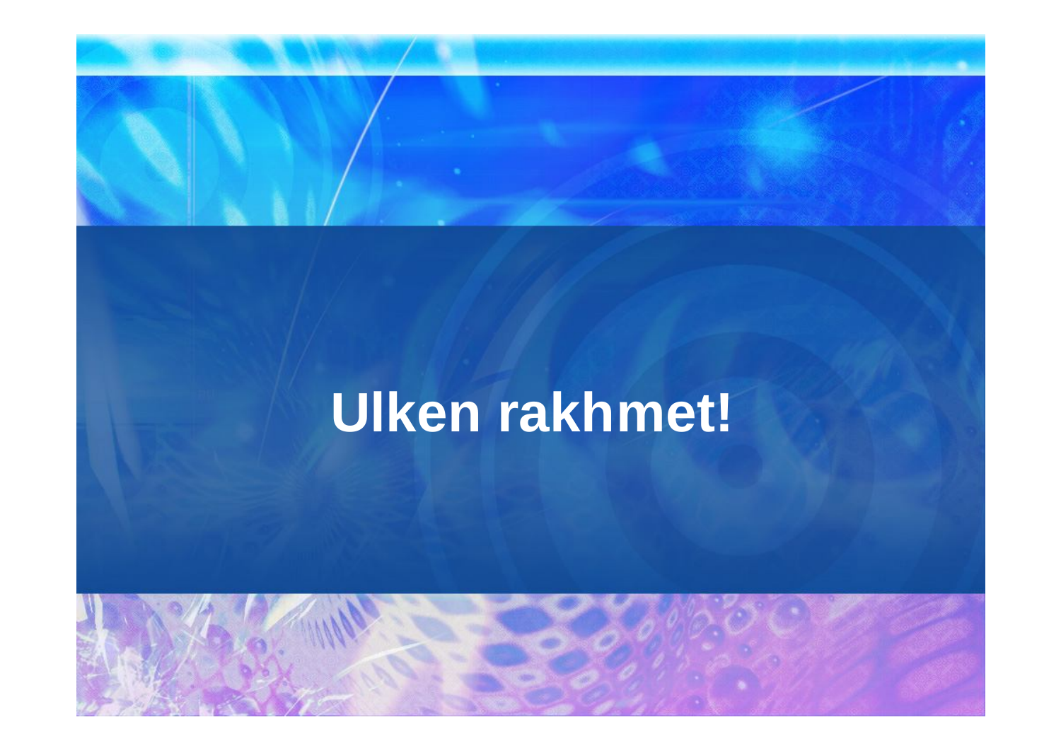# Ulken rakhmet!